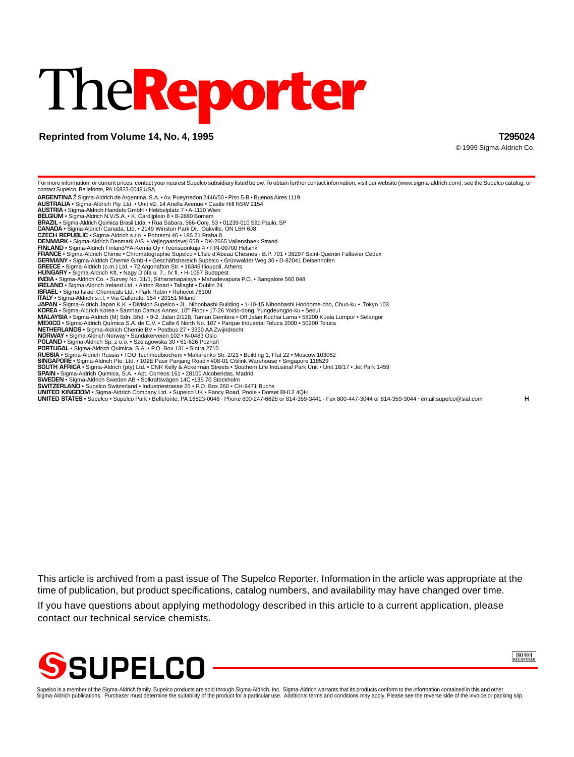# The**Reporter**

**Reprinted from Volume 14, No. 4, 1995**

**T295024**

© 1999 Sigma-Aldrich Co.

For more information, or current prices, contact your nearest Supelco subsidiary listed below. To obtain further contact information, visit our website (www.sigma-aldrich.com), see the Supelco catalog, or contact Supelco, Bellefonte, PA 16823-0048 USA.

**ARGENTINA** Ž Sigma-Aldrich de Argentina, S.A. • Av. Pueyrredon 2446/50 • Piso 5-B • Buenos Aires 1119
**AUSTRALIA** • Sigma-Aldrich Pty. Ltd. • Unit #2, 14 Anella Avenue • Castle Hill NSW 2154
**AUSTRIA** • Sigma-Aldrich Handels GmbH • Hebbelplatz 7 • A-1110 Wien
**BELGIUM** • Sigma-Aldrich N.V./S.A. • K. Cardijplein 8 • B-2880 Bornem
**BRAZIL** • Sigma-Aldrich Quimica Brasil Ltda. • Rua Sabara, 566-Conj. 53 • 01239-010 São Paulo, SP
**CANADA** • Sigma-Aldrich Canada, Ltd. • 2149 Winston Park Dr., Oakville, ON L6H 6J8
**CZECH REPUBLIC** • Sigma-Aldrich s.r.o. • Pobrezni 46 • 186 21 Praha 8
**DENMARK** • Sigma-Aldrich Denmark A/S • Vejlegaardsvej 65B • DK-2665 Vallensbaek Strand
**FINLAND** • Sigma-Aldrich Finland/YA-Kemia Oy • Teerisuonkuja 4 • FIN-00700 Helsinki
**FRANCE** • Sigma-Aldrich Chimie • Chromatographie Supelco • L'Isle d'Abeau Chesnes - B.P. 701 • 38297 Saint-Quentin Fallavier Cedex
**GERMANY** • Sigma-Aldrich Chemie GmbH • Geschäftsbereich Supelco • Grünwalder Weg 30 • D-82041 Deisenhofen
**GREECE** • Sigma-Aldrich (o.m.) Ltd. • 72 Argonafton Str. • 16346 Ilioupoli, Athens
**HUNGARY** • Sigma-Aldrich Kft. • Nagy Diófa u. 7., IV fl. • H-1067 Budapest
**INDIA** • Sigma-Aldrich Co. • Survey No. 31/1, Sitharamapalaya • Mahadevapura P.O. • Bangalore 560 048
**IRELAND** • Sigma-Aldrich Ireland Ltd. • Airton Road • Tallaght • Dublin 24
**ISRAEL** • Sigma Israel Chemicals Ltd. • Park Rabin • Rohovot 76100
**ITALY** • Sigma-Aldrich s.r.l. • Via Gallarate, 154 • 20151 Milano
**JAPAN** • Sigma-Aldrich Japan K.K. • Division Supelco • JL. Nihonbashi Building • 1-10-15 Nihonbashi Horidome-cho, Chuo-ku • Tokyo 103
**KOREA** • Sigma-Aldrich Korea • Samhan Camus Annex, 10th Floor • 17-26 Yoido-dong, Yungdeungpo-ku • Seoul
**MALAYSIA** • Sigma-Aldrich (M) Sdn. Bhd. • 9-2, Jalan 2/128, Taman Gembira • Off Jalan Kuchai Lama • 58200 Kuala Lumpur • Selangor
**MEXICO** • Sigma-Aldrich Química S.A. de C.V. • Calle 6 North No. 107 • Parque Industrial Toluca 2000 • 50200 Toluca
**NETHERLANDS** • Sigma-Aldrich Chemie BV • Postbus 27 • 3330 AA Zwijndrecht
**NORWAY** • Sigma-Aldrich Norway • Sandakerveien 102 • N-0483 Oslo
**POLAND** • Sigma-Aldrich Sp. z o.o. • Szelagowska 30 • 61-626 Poznañ
**PORTUGAL** • Sigma-Aldrich Quimica, S.A. • P.O. Box 131 • Sintra 2710
**RUSSIA** • Sigma-Aldrich Russia • TOO Techmedbiochem • Makarenko Str. 2/21 • Building 1, Flat 22 • Moscow 103062
**SINGAPORE** • Sigma-Aldrich Pte. Ltd. • 102E Pasir Panjang Road • #08-01 Citilink Warehouse • Singapore 118529
**SOUTH AFRICA** • Sigma-Aldrich (pty) Ltd. • CNR Kelly & Ackerman Streets • Southern Life Industrial Park Unit • Unit 16/17 • Jet Park 1459
**SPAIN** • Sigma-Aldrich Quimica, S.A. • Apt. Correos 161 • 28100 Alcobendas, Madrid
**SWEDEN** • Sigma-Aldrich Sweden AB • Solkraftsvägen 14C •135 70 Stockholm
**SWITZERLAND** • Supelco Switzerland • Industriestrasse 25 • P.O. Box 260 • CH-9471 Buchs
**UNITED KINGDOM** • Sigma-Aldrich Company Ltd. • Supelco UK • Fancy Road, Poole • Dorset BH12 4QH
**UNITED STATES** • Supelco • Supelco Park • Bellefonte, PA 16823-0048 · Phone 800-247-6628 or 814-359-3441 · Fax 800-447-3044 or 814-359-3044 · email:supelco@sial.com **H**

This article is archived from a past issue of The Supelco Reporter. Information in the article was appropriate at the time of publication, but product specifications, catalog numbers, and availability may have changed over time.

If you have questions about applying methodology described in this article to a current application, please contact our technical service chemists.

**SUPELCO**

ISO 9001 REGISTERED

Supelco is a member of the Sigma-Aldrich family. Supelco products are sold through Sigma-Aldrich, Inc. Sigma-Aldrich warrants that its products conform to the information contained in this and other Sigma-Aldrich publications. Purchaser must determine the suitability of the product for a particular use. Additional terms and conditions may apply. Please see the reverse side of the invoice or packing slip.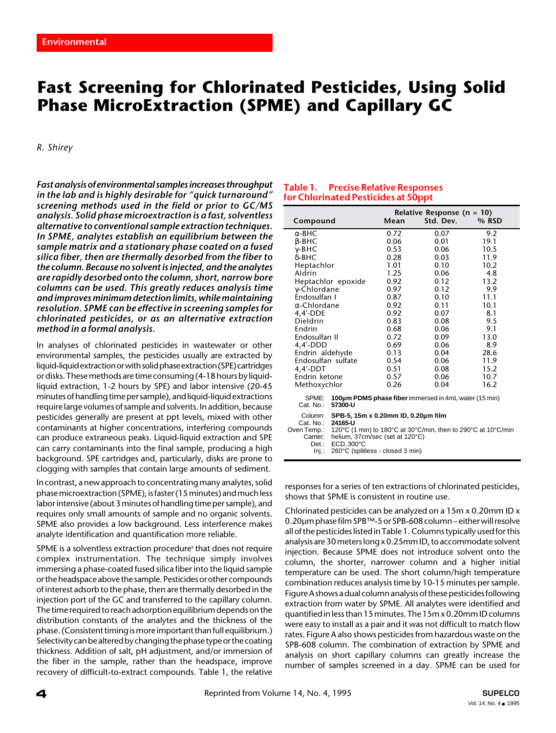Environmental

# Fast Screening for Chlorinated Pesticides, Using Solid Phase MicroExtraction (SPME) and Capillary GC

*R. Shirey*

***Fast analysis of environmental samples increases throughput in the lab and is highly desirable for "quick turnaround" screening methods used in the field or prior to GC/MS analysis. Solid phase microextraction is a fast, solventless alternative to conventional sample extraction techniques. In SPME, analytes establish an equilibrium between the sample matrix and a stationary phase coated on a fused silica fiber, then are thermally desorbed from the fiber to the column. Because no solvent is injected, and the analytes are rapidly desorbed onto the column, short, narrow bore columns can be used. This greatly reduces analysis time and improves minimum detection limits, while maintaining resolution. SPME can be effective in screening samples for chlorinated pesticides, or as an alternative extraction method in a formal analysis.***

In analyses of chlorinated pesticides in wastewater or other environmental samples, the pesticides usually are extracted by liquid-liquid extraction or with solid phase extraction (SPE) cartridges or disks. These methods are time consuming (4-18 hours by liquid-liquid extraction, 1-2 hours by SPE) and labor intensive (20-45 minutes of handling time per sample), and liquid-liquid extractions require large volumes of sample and solvents. In addition, because pesticides generally are present at ppt levels, mixed with other contaminants at higher concentrations, interfering compounds can produce extraneous peaks. Liquid-liquid extraction and SPE can carry contaminants into the final sample, producing a high background. SPE cartridges and, particularly, disks are prone to clogging with samples that contain large amounts of sediment.

In contrast, a new approach to concentrating many analytes, solid phase microextraction (SPME), is faster (15 minutes) and much less labor intensive (about 3 minutes of handling time per sample), and requires only small amounts of sample and no organic solvents. SPME also provides a low background. Less interference makes analyte identification and quantification more reliable.

SPME is a solventless extraction procedure[5] that does not require complex instrumentation. The technique simply involves immersing a phase-coated fused silica fiber into the liquid sample or the headspace above the sample. Pesticides or other compounds of interest adsorb to the phase, then are thermally desorbed in the injection port of the GC and transferred to the capillary column. The time required to reach adsorption equilibrium depends on the distribution constants of the analytes and the thickness of the phase. (Consistent timing is more important than full equilibrium.) Selectivity can be altered by changing the phase type or the coating thickness. Addition of salt, pH adjustment, and/or immersion of the fiber in the sample, rather than the headspace, improve recovery of difficult-to-extract compounds. Table 1, the relative responses for a series of ten extractions of chlorinated pesticides, shows that SPME is consistent in routine use.

**Table 1. Precise Relative Responses for Chlorinated Pesticides at 50ppt**

| Compound | Relative Response (n = 10) Mean | Std. Dev. | % RSD |
|---|---|---|---|
| α-BHC | 0.72 | 0.07 | 9.2 |
| β-BHC | 0.06 | 0.01 | 19.1 |
| γ-BHC | 0.53 | 0.06 | 10.5 |
| δ-BHC | 0.28 | 0.03 | 11.9 |
| Heptachlor | 1.01 | 0.10 | 10.2 |
| Aldrin | 1.25 | 0.06 | 4.8 |
| Heptachlor epoxide | 0.92 | 0.12 | 13.2 |
| γ-Chlordane | 0.97 | 0.12 | 9.9 |
| Endosulfan I | 0.87 | 0.10 | 11.1 |
| α-Chlordane | 0.92 | 0.11 | 10.1 |
| 4,4'-DDE | 0.92 | 0.07 | 8.1 |
| Dieldrin | 0.83 | 0.08 | 9.5 |
| Endrin | 0.68 | 0.06 | 9.1 |
| Endosulfan II | 0.72 | 0.09 | 13.0 |
| 4,4'-DDD | 0.69 | 0.06 | 8.9 |
| Endrin aldehyde | 0.13 | 0.04 | 28.6 |
| Endosulfan sulfate | 0.54 | 0.06 | 11.9 |
| 4,4'-DDT | 0.51 | 0.08 | 15.2 |
| Endrin ketone | 0.57 | 0.06 | 10.7 |
| Methoxychlor | 0.26 | 0.04 | 16.2 |

SPME: **100µm PDMS phase fiber** immersed in 4mL water (15 min)
Cat. No.: **57300-U**

Column: **SPB-5, 15m x 0.20mm ID, 0.20µm film**
Cat. No.: **24165-U**
Oven Temp.: 120°C (1 min) to 180°C at 30°C/min, then to 290°C at 10°C/min
Carrier: helium, 37cm/sec (set at 120°C)
Det.: ECD, 300°C
Inj.: 260°C (splitless - closed 3 min)

Chlorinated pesticides can be analyzed on a 15m x 0.20mm ID x 0.20µm phase film SPB™-5 or SPB-608 column – either will resolve all of the pesticides listed in Table 1. Columns typically used for this analysis are 30 meters long x 0.25mm ID, to accommodate solvent injection. Because SPME does not introduce solvent onto the column, the shorter, narrower column and a higher initial temperature can be used. The short column/high temperature combination reduces analysis time by 10-15 minutes per sample. Figure A shows a dual column analysis of these pesticides following extraction from water by SPME. All analytes were identified and quantified in less than 15 minutes. The 15m x 0.20mm ID columns were easy to install as a pair and it was not difficult to match flow rates. Figure A also shows pesticides from hazardous waste on the SPB-608 column. The combination of extraction by SPME and analysis on short capillary columns can greatly increase the number of samples screened in a day. SPME can be used for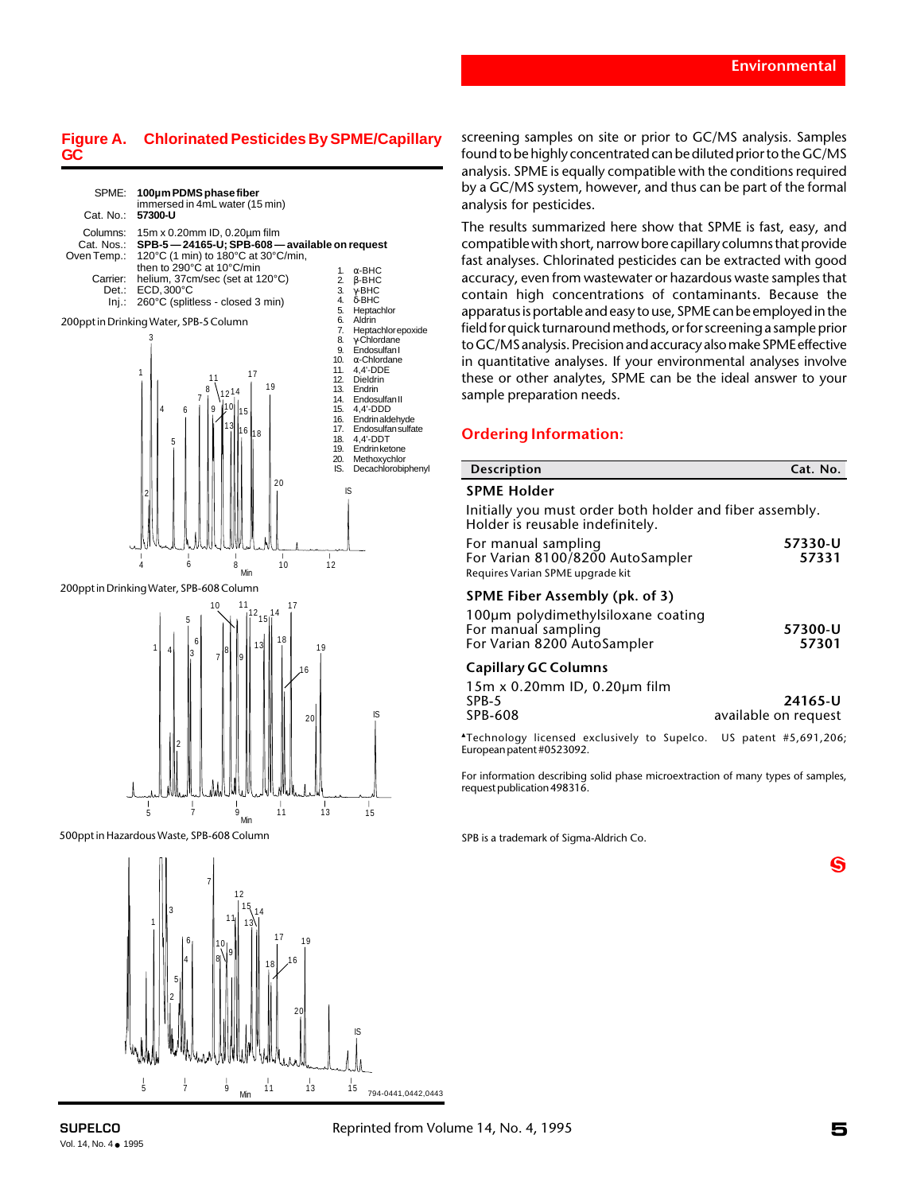## Figure A. Chlorinated Pesticides By SPME/Capillary GC

SPME: **100µm PDMS phase fiber** immersed in 4mL water (15 min)
Cat. No.: **57300-U**

Columns: 15m x 0.20mm ID, 0.20µm film
Cat. Nos.: **SPB-5 — 24165-U; SPB-608 — available on request**
Oven Temp.: 120°C (1 min) to 180°C at 30°C/min, then to 290°C at 10°C/min
Carrier: helium, 37cm/sec (set at 120°C)
Det.: ECD, 300°C
Inj.: 260°C (splitless - closed 3 min)

1. α-BHC
2. β-BHC
3. γ-BHC
4. δ-BHC
5. Heptachlor
6. Aldrin
7. Heptachlor epoxide
8. γ-Chlordane
9. Endosulfan I
10. α-Chlordane
11. 4,4'-DDE
12. Dieldrin
13. Endrin
14. Endosulfan II
15. 4,4'-DDD
16. Endrin aldehyde
17. Endosulfan sulfate
18. 4,4'-DDT
19. Endrin ketone
20. Methoxychlor

IS. Decachlorobiphenyl

200ppt in Drinking Water, SPB-5 Column

200ppt in Drinking Water, SPB-608 Column

500ppt in Hazardous Waste, SPB-608 Column

794-0441,0442,0443

screening samples on site or prior to GC/MS analysis. Samples found to be highly concentrated can be diluted prior to the GC/MS analysis. SPME is equally compatible with the conditions required by a GC/MS system, however, and thus can be part of the formal analysis for pesticides.

The results summarized here show that SPME is fast, easy, and compatible with short, narrow bore capillary columns that provide fast analyses. Chlorinated pesticides can be extracted with good accuracy, even from wastewater or hazardous waste samples that contain high concentrations of contaminants. Because the apparatus is portable and easy to use, SPME can be employed in the field for quick turnaround methods, or for screening a sample prior to GC/MS analysis. Precision and accuracy also make SPME effective in quantitative analyses. If your environmental analyses involve these or other analytes, SPME can be the ideal answer to your sample preparation needs.

## Ordering Information:

| Description | Cat. No. |
|---|---|
| **SPME Holder** | |
| Initially you must order both holder and fiber assembly. Holder is reusable indefinitely. | |
| For manual sampling | **57330-U** |
| For Varian 8100/8200 AutoSampler | **57331** |
| Requires Varian SPME upgrade kit | |
| **SPME Fiber Assembly (pk. of 3)** | |
| 100µm polydimethylsiloxane coating | |
| For manual sampling | **57300-U** |
| For Varian 8200 AutoSampler | **57301** |
| **Capillary GC Columns** | |
| 15m x 0.20mm ID, 0.20µm film | |
| SPB-5 | **24165-U** |
| SPB-608 | available on request |

▲Technology licensed exclusively to Supelco. US patent #5,691,206; European patent #0523092.

For information describing solid phase microextraction of many types of samples, request publication 498316.

SPB is a trademark of Sigma-Aldrich Co.

Reprinted from Volume 14, No. 4, 1995